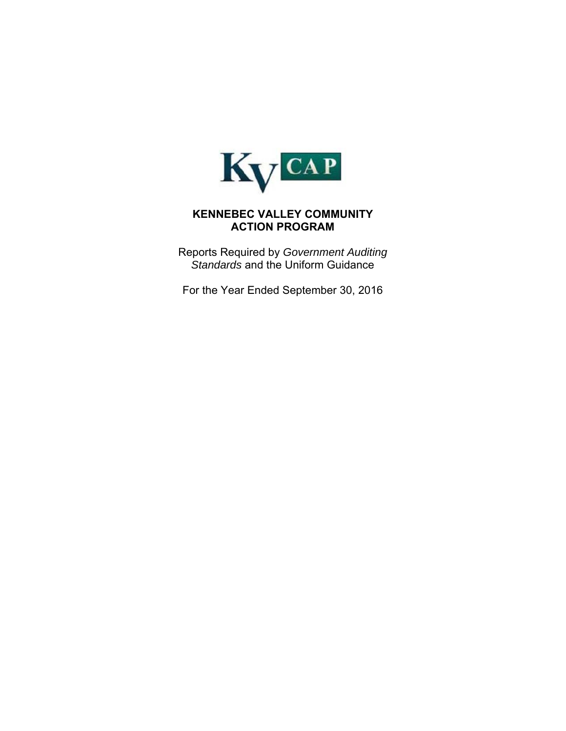KV CAP

# KENNEBEC VALLEY COMMUNITY ACTION PROGRAM

Reports Required by *Government Auditing Standards* and the Uniform Guidance

For the Year Ended September 30, 2016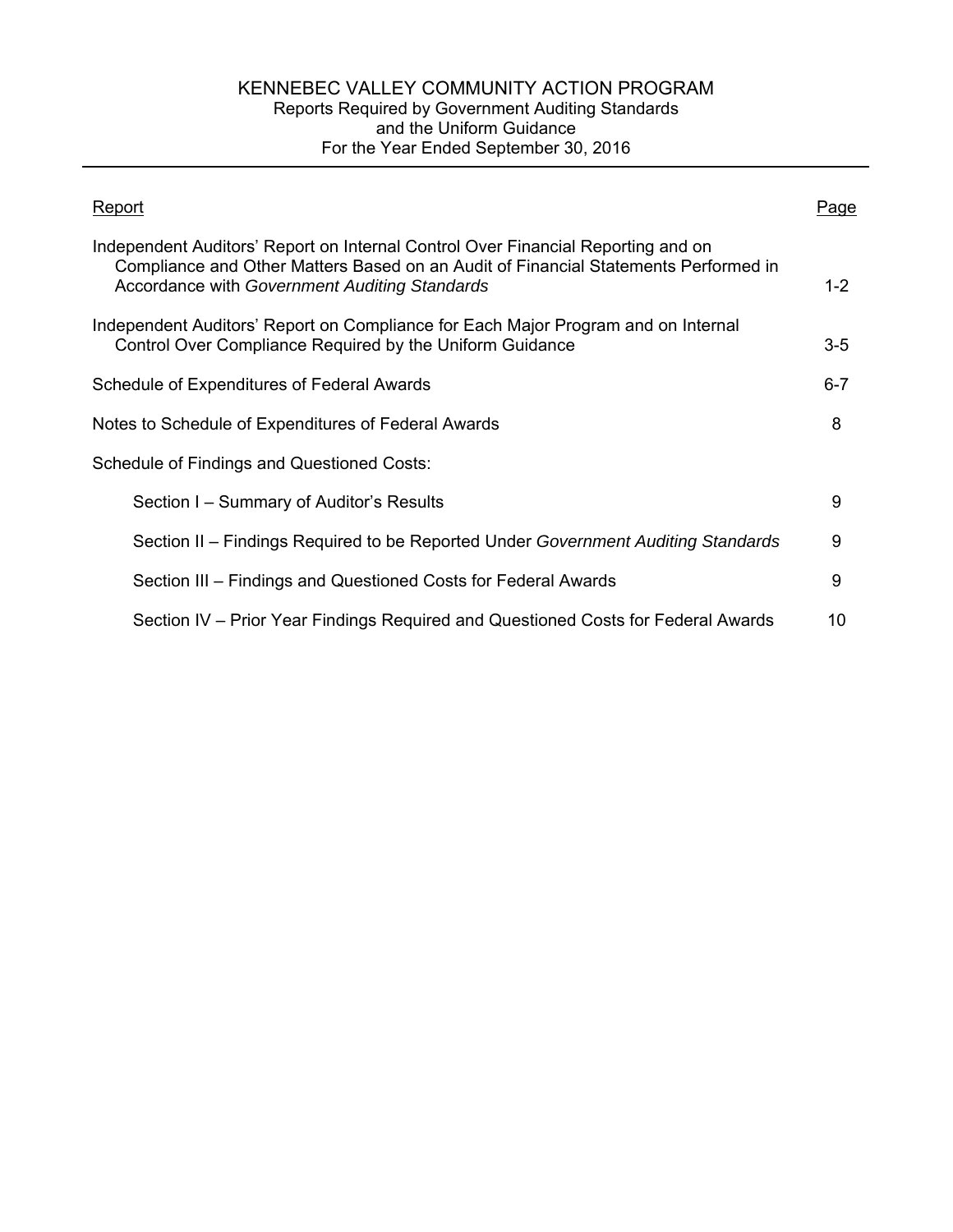# KENNEBEC VALLEY COMMUNITY ACTION PROGRAM

Reports Required by Government Auditing Standards
and the Uniform Guidance
For the Year Ended September 30, 2016

| Report | Page |
|---|---|
| Independent Auditors' Report on Internal Control Over Financial Reporting and on Compliance and Other Matters Based on an Audit of Financial Statements Performed in Accordance with *Government Auditing Standards* | 1-2 |
| Independent Auditors' Report on Compliance for Each Major Program and on Internal Control Over Compliance Required by the Uniform Guidance | 3-5 |
| Schedule of Expenditures of Federal Awards | 6-7 |
| Notes to Schedule of Expenditures of Federal Awards | 8 |
| Schedule of Findings and Questioned Costs: | |
| Section I – Summary of Auditor's Results | 9 |
| Section II – Findings Required to be Reported Under *Government Auditing Standards* | 9 |
| Section III – Findings and Questioned Costs for Federal Awards | 9 |
| Section IV – Prior Year Findings Required and Questioned Costs for Federal Awards | 10 |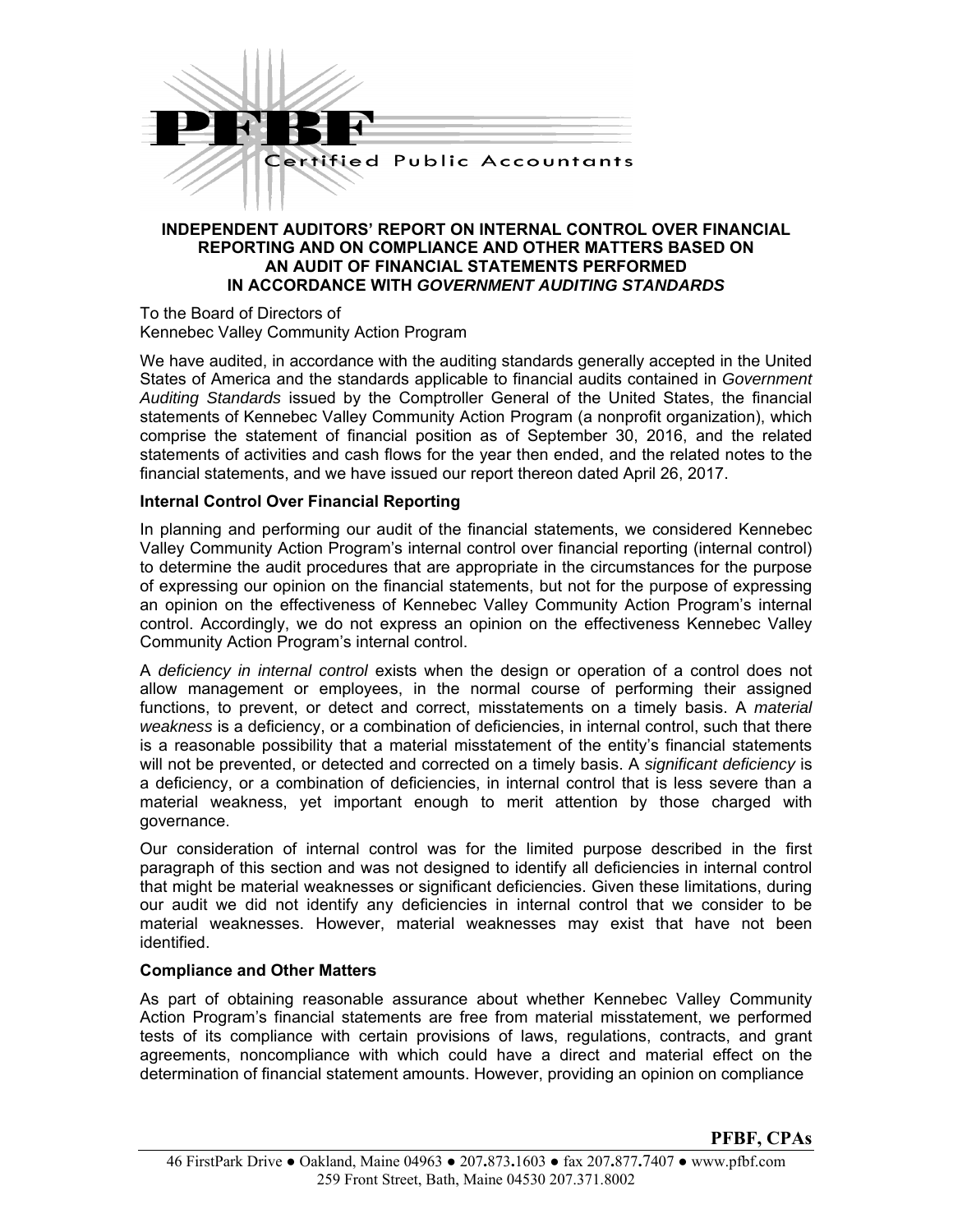PFBF

Certified Public Accountants

## INDEPENDENT AUDITORS' REPORT ON INTERNAL CONTROL OVER FINANCIAL REPORTING AND ON COMPLIANCE AND OTHER MATTERS BASED ON AN AUDIT OF FINANCIAL STATEMENTS PERFORMED IN ACCORDANCE WITH *GOVERNMENT AUDITING STANDARDS*

To the Board of Directors of
Kennebec Valley Community Action Program

We have audited, in accordance with the auditing standards generally accepted in the United States of America and the standards applicable to financial audits contained in *Government Auditing Standards* issued by the Comptroller General of the United States, the financial statements of Kennebec Valley Community Action Program (a nonprofit organization), which comprise the statement of financial position as of September 30, 2016, and the related statements of activities and cash flows for the year then ended, and the related notes to the financial statements, and we have issued our report thereon dated April 26, 2017.

### Internal Control Over Financial Reporting

In planning and performing our audit of the financial statements, we considered Kennebec Valley Community Action Program's internal control over financial reporting (internal control) to determine the audit procedures that are appropriate in the circumstances for the purpose of expressing our opinion on the financial statements, but not for the purpose of expressing an opinion on the effectiveness of Kennebec Valley Community Action Program's internal control. Accordingly, we do not express an opinion on the effectiveness Kennebec Valley Community Action Program's internal control.

A *deficiency in internal control* exists when the design or operation of a control does not allow management or employees, in the normal course of performing their assigned functions, to prevent, or detect and correct, misstatements on a timely basis. A *material weakness* is a deficiency, or a combination of deficiencies, in internal control, such that there is a reasonable possibility that a material misstatement of the entity's financial statements will not be prevented, or detected and corrected on a timely basis. A *significant deficiency* is a deficiency, or a combination of deficiencies, in internal control that is less severe than a material weakness, yet important enough to merit attention by those charged with governance.

Our consideration of internal control was for the limited purpose described in the first paragraph of this section and was not designed to identify all deficiencies in internal control that might be material weaknesses or significant deficiencies. Given these limitations, during our audit we did not identify any deficiencies in internal control that we consider to be material weaknesses. However, material weaknesses may exist that have not been identified.

### Compliance and Other Matters

As part of obtaining reasonable assurance about whether Kennebec Valley Community Action Program's financial statements are free from material misstatement, we performed tests of its compliance with certain provisions of laws, regulations, contracts, and grant agreements, noncompliance with which could have a direct and material effect on the determination of financial statement amounts. However, providing an opinion on compliance

**PFBF, CPAs**

46 FirstPark Drive ● Oakland, Maine 04963 ● 207.873.1603 ● fax 207.877.7407 ● www.pfbf.com
259 Front Street, Bath, Maine 04530 207.371.8002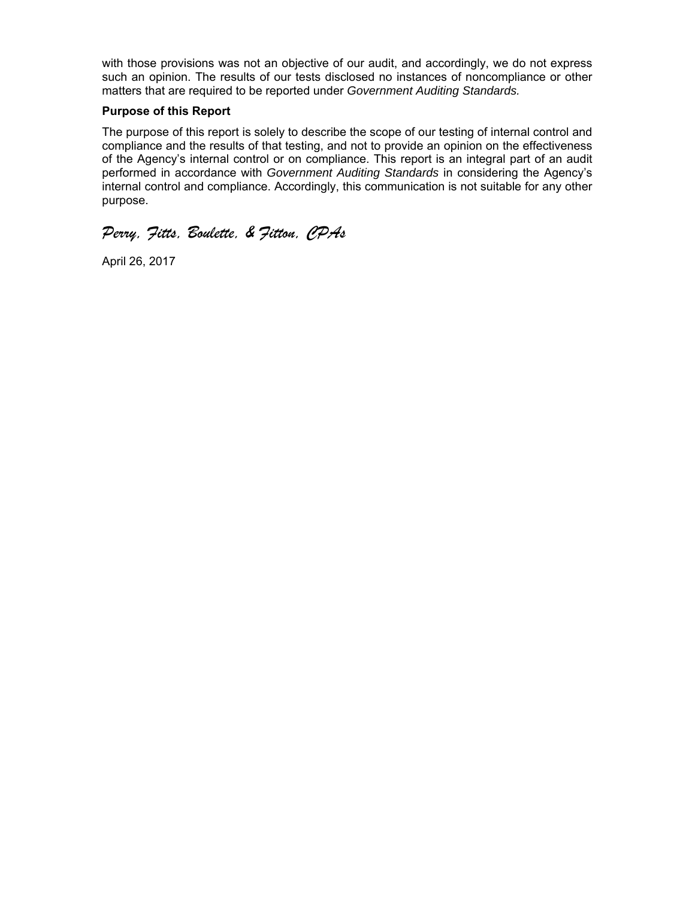with those provisions was not an objective of our audit, and accordingly, we do not express such an opinion. The results of our tests disclosed no instances of noncompliance or other matters that are required to be reported under *Government Auditing Standards.*

**Purpose of this Report**

The purpose of this report is solely to describe the scope of our testing of internal control and compliance and the results of that testing, and not to provide an opinion on the effectiveness of the Agency's internal control or on compliance. This report is an integral part of an audit performed in accordance with *Government Auditing Standards* in considering the Agency's internal control and compliance. Accordingly, this communication is not suitable for any other purpose.

*Perry, Fitts, Boulette, & Fitton, CPAs*

April 26, 2017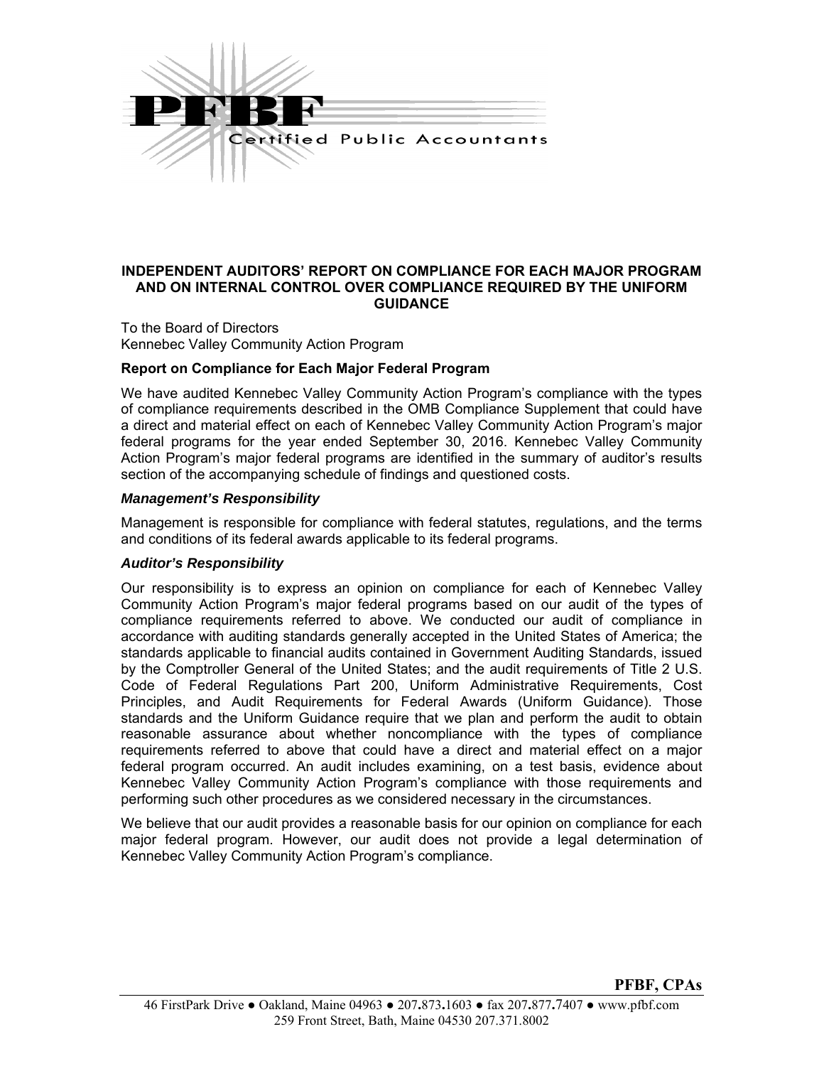# INDEPENDENT AUDITORS' REPORT ON COMPLIANCE FOR EACH MAJOR PROGRAM AND ON INTERNAL CONTROL OVER COMPLIANCE REQUIRED BY THE UNIFORM GUIDANCE

To the Board of Directors
Kennebec Valley Community Action Program

## Report on Compliance for Each Major Federal Program

We have audited Kennebec Valley Community Action Program's compliance with the types of compliance requirements described in the OMB Compliance Supplement that could have a direct and material effect on each of Kennebec Valley Community Action Program's major federal programs for the year ended September 30, 2016. Kennebec Valley Community Action Program's major federal programs are identified in the summary of auditor's results section of the accompanying schedule of findings and questioned costs.

### *Management's Responsibility*

Management is responsible for compliance with federal statutes, regulations, and the terms and conditions of its federal awards applicable to its federal programs.

### *Auditor's Responsibility*

Our responsibility is to express an opinion on compliance for each of Kennebec Valley Community Action Program's major federal programs based on our audit of the types of compliance requirements referred to above. We conducted our audit of compliance in accordance with auditing standards generally accepted in the United States of America; the standards applicable to financial audits contained in Government Auditing Standards, issued by the Comptroller General of the United States; and the audit requirements of Title 2 U.S. Code of Federal Regulations Part 200, Uniform Administrative Requirements, Cost Principles, and Audit Requirements for Federal Awards (Uniform Guidance). Those standards and the Uniform Guidance require that we plan and perform the audit to obtain reasonable assurance about whether noncompliance with the types of compliance requirements referred to above that could have a direct and material effect on a major federal program occurred. An audit includes examining, on a test basis, evidence about Kennebec Valley Community Action Program's compliance with those requirements and performing such other procedures as we considered necessary in the circumstances.

We believe that our audit provides a reasonable basis for our opinion on compliance for each major federal program. However, our audit does not provide a legal determination of Kennebec Valley Community Action Program's compliance.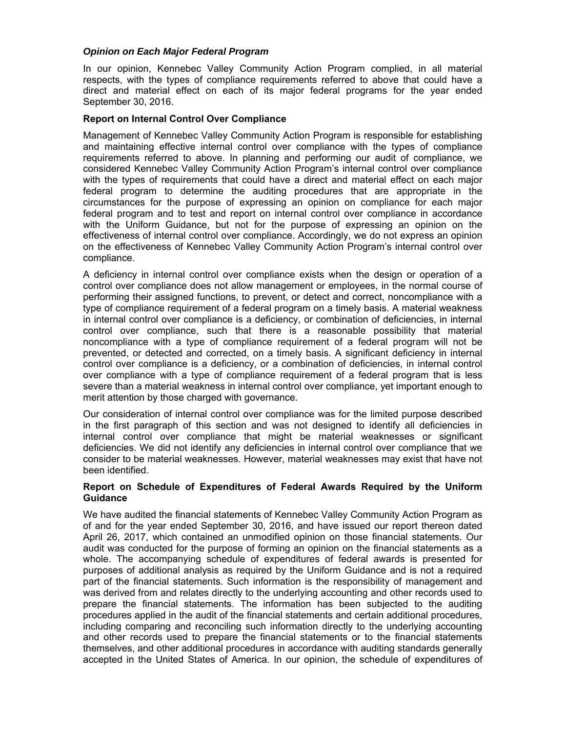***Opinion on Each Major Federal Program***

In our opinion, Kennebec Valley Community Action Program complied, in all material respects, with the types of compliance requirements referred to above that could have a direct and material effect on each of its major federal programs for the year ended September 30, 2016.

**Report on Internal Control Over Compliance**

Management of Kennebec Valley Community Action Program is responsible for establishing and maintaining effective internal control over compliance with the types of compliance requirements referred to above. In planning and performing our audit of compliance, we considered Kennebec Valley Community Action Program's internal control over compliance with the types of requirements that could have a direct and material effect on each major federal program to determine the auditing procedures that are appropriate in the circumstances for the purpose of expressing an opinion on compliance for each major federal program and to test and report on internal control over compliance in accordance with the Uniform Guidance, but not for the purpose of expressing an opinion on the effectiveness of internal control over compliance. Accordingly, we do not express an opinion on the effectiveness of Kennebec Valley Community Action Program's internal control over compliance.

A deficiency in internal control over compliance exists when the design or operation of a control over compliance does not allow management or employees, in the normal course of performing their assigned functions, to prevent, or detect and correct, noncompliance with a type of compliance requirement of a federal program on a timely basis. A material weakness in internal control over compliance is a deficiency, or combination of deficiencies, in internal control over compliance, such that there is a reasonable possibility that material noncompliance with a type of compliance requirement of a federal program will not be prevented, or detected and corrected, on a timely basis. A significant deficiency in internal control over compliance is a deficiency, or a combination of deficiencies, in internal control over compliance with a type of compliance requirement of a federal program that is less severe than a material weakness in internal control over compliance, yet important enough to merit attention by those charged with governance.

Our consideration of internal control over compliance was for the limited purpose described in the first paragraph of this section and was not designed to identify all deficiencies in internal control over compliance that might be material weaknesses or significant deficiencies. We did not identify any deficiencies in internal control over compliance that we consider to be material weaknesses. However, material weaknesses may exist that have not been identified.

**Report on Schedule of Expenditures of Federal Awards Required by the Uniform Guidance**

We have audited the financial statements of Kennebec Valley Community Action Program as of and for the year ended September 30, 2016, and have issued our report thereon dated April 26, 2017, which contained an unmodified opinion on those financial statements. Our audit was conducted for the purpose of forming an opinion on the financial statements as a whole. The accompanying schedule of expenditures of federal awards is presented for purposes of additional analysis as required by the Uniform Guidance and is not a required part of the financial statements. Such information is the responsibility of management and was derived from and relates directly to the underlying accounting and other records used to prepare the financial statements. The information has been subjected to the auditing procedures applied in the audit of the financial statements and certain additional procedures, including comparing and reconciling such information directly to the underlying accounting and other records used to prepare the financial statements or to the financial statements themselves, and other additional procedures in accordance with auditing standards generally accepted in the United States of America. In our opinion, the schedule of expenditures of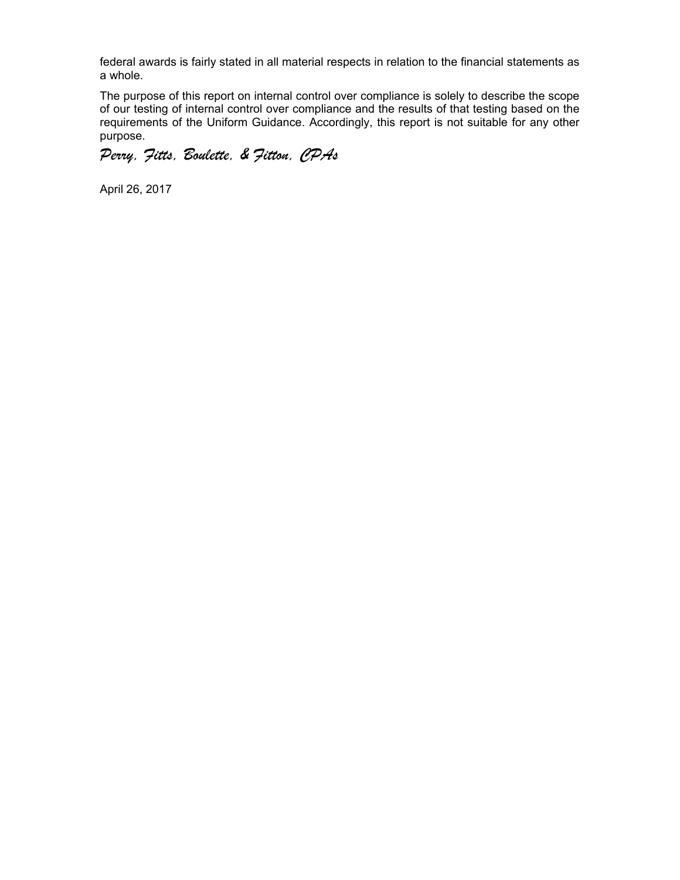federal awards is fairly stated in all material respects in relation to the financial statements as a whole.

The purpose of this report on internal control over compliance is solely to describe the scope of our testing of internal control over compliance and the results of that testing based on the requirements of the Uniform Guidance. Accordingly, this report is not suitable for any other purpose.

*Perry, Fitts, Boulette, & Fitton, CPAs*

April 26, 2017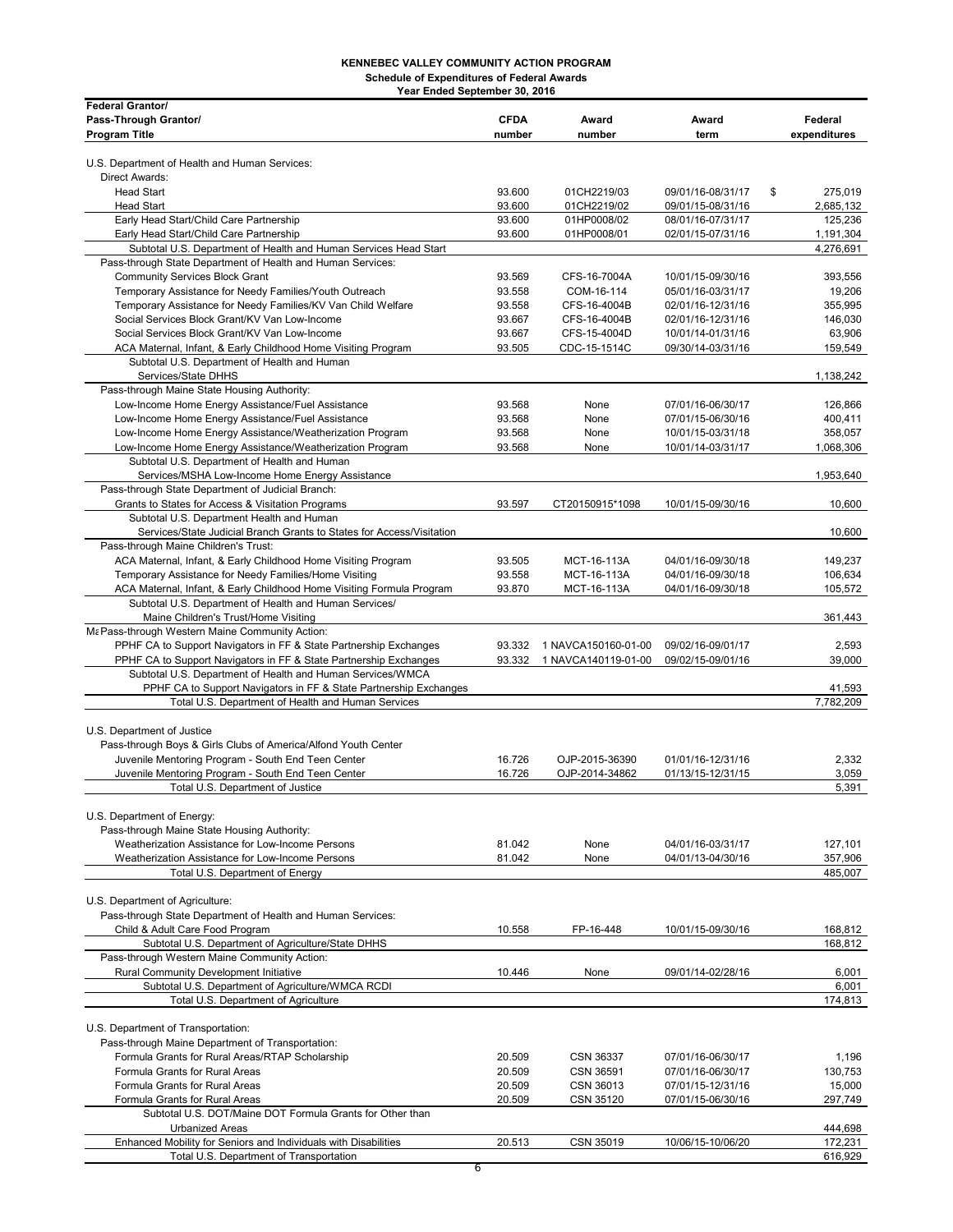**KENNEBEC VALLEY COMMUNITY ACTION PROGRAM**

**Schedule of Expenditures of Federal Awards**

**Year Ended September 30, 2016**

| Federal Grantor/ Pass-Through Grantor/ Program Title | CFDA number | Award number | Award term | Federal expenditures |
|---|---|---|---|---|
| U.S. Department of Health and Human Services: | | | | |
| Direct Awards: | | | | |
| Head Start | 93.600 | 01CH2219/03 | 09/01/16-08/31/17 | $ 275,019 |
| Head Start | 93.600 | 01CH2219/02 | 09/01/15-08/31/16 | 2,685,132 |
| Early Head Start/Child Care Partnership | 93.600 | 01HP0008/02 | 08/01/16-07/31/17 | 125,236 |
| Early Head Start/Child Care Partnership | 93.600 | 01HP0008/01 | 02/01/15-07/31/16 | 1,191,304 |
| Subtotal U.S. Department of Health and Human Services Head Start | | | | 4,276,691 |
| Pass-through State Department of Health and Human Services: | | | | |
| Community Services Block Grant | 93.569 | CFS-16-7004A | 10/01/15-09/30/16 | 393,556 |
| Temporary Assistance for Needy Families/Youth Outreach | 93.558 | COM-16-114 | 05/01/16-03/31/17 | 19,206 |
| Temporary Assistance for Needy Families/KV Van Child Welfare | 93.558 | CFS-16-4004B | 02/01/16-12/31/16 | 355,995 |
| Social Services Block Grant/KV Van Low-Income | 93.667 | CFS-16-4004B | 02/01/16-12/31/16 | 146,030 |
| Social Services Block Grant/KV Van Low-Income | 93.667 | CFS-15-4004D | 10/01/14-01/31/16 | 63,906 |
| ACA Maternal, Infant, & Early Childhood Home Visiting Program | 93.505 | CDC-15-1514C | 09/30/14-03/31/16 | 159,549 |
| Subtotal U.S. Department of Health and Human Services/State DHHS | | | | 1,138,242 |
| Pass-through Maine State Housing Authority: | | | | |
| Low-Income Home Energy Assistance/Fuel Assistance | 93.568 | None | 07/01/16-06/30/17 | 126,866 |
| Low-Income Home Energy Assistance/Fuel Assistance | 93.568 | None | 07/01/15-06/30/16 | 400,411 |
| Low-Income Home Energy Assistance/Weatherization Program | 93.568 | None | 10/01/15-03/31/18 | 358,057 |
| Low-Income Home Energy Assistance/Weatherization Program | 93.568 | None | 10/01/14-03/31/17 | 1,068,306 |
| Subtotal U.S. Department of Health and Human Services/MSHA Low-Income Home Energy Assistance | | | | 1,953,640 |
| Pass-through State Department of Judicial Branch: | | | | |
| Grants to States for Access & Visitation Programs | 93.597 | CT20150915*1098 | 10/01/15-09/30/16 | 10,600 |
| Subtotal U.S. Department Health and Human Services/State Judicial Branch Grants to States for Access/Visitation | | | | 10,600 |
| Pass-through Maine Children's Trust: | | | | |
| ACA Maternal, Infant, & Early Childhood Home Visiting Program | 93.505 | MCT-16-113A | 04/01/16-09/30/18 | 149,237 |
| Temporary Assistance for Needy Families/Home Visiting | 93.558 | MCT-16-113A | 04/01/16-09/30/18 | 106,634 |
| ACA Maternal, Infant, & Early Childhood Home Visiting Formula Program | 93.870 | MCT-16-113A | 04/01/16-09/30/18 | 105,572 |
| Subtotal U.S. Department of Health and Human Services/ Maine Children's Trust/Home Visiting | | | | 361,443 |
| Pass-through Western Maine Community Action: | | | | |
| PPHF CA to Support Navigators in FF & State Partnership Exchanges | 93.332 | 1 NAVCA150160-01-00 | 09/02/16-09/01/17 | 2,593 |
| PPHF CA to Support Navigators in FF & State Partnership Exchanges | 93.332 | 1 NAVCA140119-01-00 | 09/02/15-09/01/16 | 39,000 |
| Subtotal U.S. Department of Health and Human Services/WMCA PPHF CA to Support Navigators in FF & State Partnership Exchanges | | | | 41,593 |
| Total U.S. Department of Health and Human Services | | | | 7,782,209 |
| U.S. Department of Justice | | | | |
| Pass-through Boys & Girls Clubs of America/Alfond Youth Center | | | | |
| Juvenile Mentoring Program - South End Teen Center | 16.726 | OJP-2015-36390 | 01/01/16-12/31/16 | 2,332 |
| Juvenile Mentoring Program - South End Teen Center | 16.726 | OJP-2014-34862 | 01/13/15-12/31/15 | 3,059 |
| Total U.S. Department of Justice | | | | 5,391 |
| U.S. Department of Energy: | | | | |
| Pass-through Maine State Housing Authority: | | | | |
| Weatherization Assistance for Low-Income Persons | 81.042 | None | 04/01/16-03/31/17 | 127,101 |
| Weatherization Assistance for Low-Income Persons | 81.042 | None | 04/01/13-04/30/16 | 357,906 |
| Total U.S. Department of Energy | | | | 485,007 |
| U.S. Department of Agriculture: | | | | |
| Pass-through State Department of Health and Human Services: | | | | |
| Child & Adult Care Food Program | 10.558 | FP-16-448 | 10/01/15-09/30/16 | 168,812 |
| Subtotal U.S. Department of Agriculture/State DHHS | | | | 168,812 |
| Pass-through Western Maine Community Action: | | | | |
| Rural Community Development Initiative | 10.446 | None | 09/01/14-02/28/16 | 6,001 |
| Subtotal U.S. Department of Agriculture/WMCA RCDI | | | | 6,001 |
| Total U.S. Department of Agriculture | | | | 174,813 |
| U.S. Department of Transportation: | | | | |
| Pass-through Maine Department of Transportation: | | | | |
| Formula Grants for Rural Areas/RTAP Scholarship | 20.509 | CSN 36337 | 07/01/16-06/30/17 | 1,196 |
| Formula Grants for Rural Areas | 20.509 | CSN 36591 | 07/01/16-06/30/17 | 130,753 |
| Formula Grants for Rural Areas | 20.509 | CSN 36013 | 07/01/15-12/31/16 | 15,000 |
| Formula Grants for Rural Areas | 20.509 | CSN 35120 | 07/01/15-06/30/16 | 297,749 |
| Subtotal U.S. DOT/Maine DOT Formula Grants for Other than Urbanized Areas | | | | 444,698 |
| Enhanced Mobility for Seniors and Individuals with Disabilities | 20.513 | CSN 35019 | 10/06/15-10/06/20 | 172,231 |
| Total U.S. Department of Transportation | | | | 616,929 |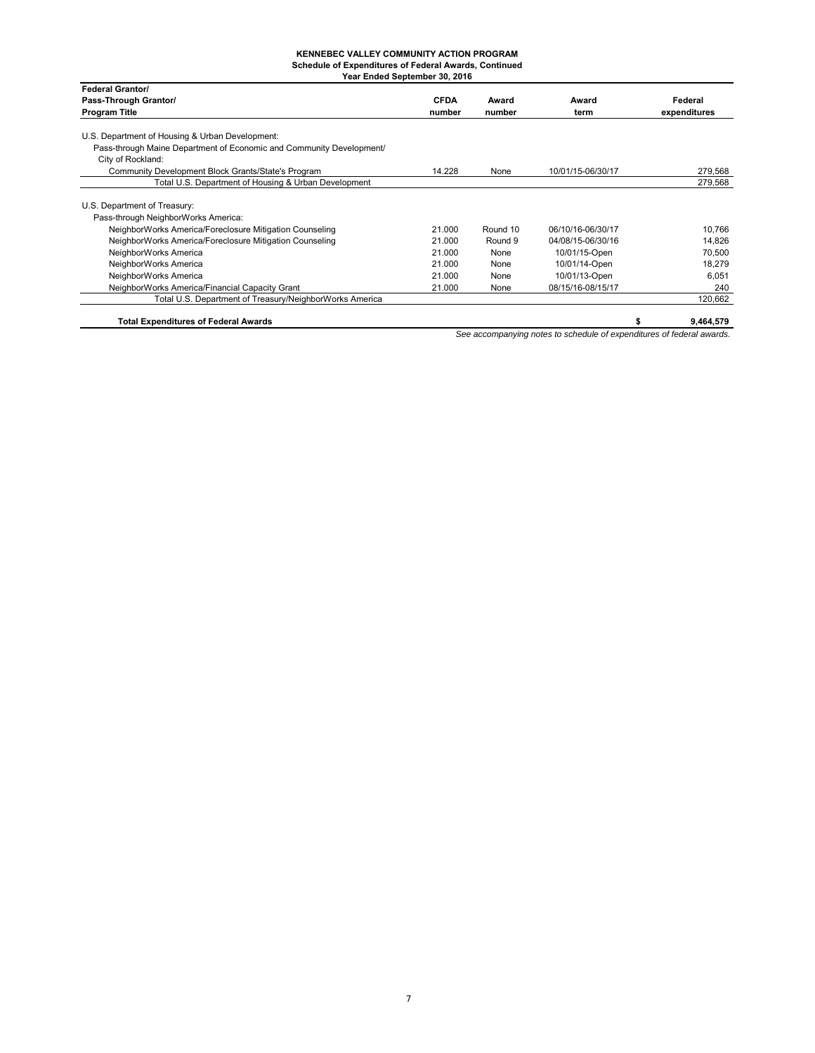**KENNEBEC VALLEY COMMUNITY ACTION PROGRAM**
**Schedule of Expenditures of Federal Awards, Continued**
**Year Ended September 30, 2016**

| Federal Grantor/ Pass-Through Grantor/ Program Title | CFDA number | Award number | Award term | Federal expenditures |
|---|---|---|---|---|
| U.S. Department of Housing & Urban Development: | | | | |
| Pass-through Maine Department of Economic and Community Development/ City of Rockland: | | | | |
| Community Development Block Grants/State's Program | 14.228 | None | 10/01/15-06/30/17 | 279,568 |
| Total U.S. Department of Housing & Urban Development | | | | 279,568 |
| U.S. Department of Treasury: | | | | |
| Pass-through NeighborWorks America: | | | | |
| NeighborWorks America/Foreclosure Mitigation Counseling | 21.000 | Round 10 | 06/10/16-06/30/17 | 10,766 |
| NeighborWorks America/Foreclosure Mitigation Counseling | 21.000 | Round 9 | 04/08/15-06/30/16 | 14,826 |
| NeighborWorks America | 21.000 | None | 10/01/15-Open | 70,500 |
| NeighborWorks America | 21.000 | None | 10/01/14-Open | 18,279 |
| NeighborWorks America | 21.000 | None | 10/01/13-Open | 6,051 |
| NeighborWorks America/Financial Capacity Grant | 21.000 | None | 08/15/16-08/15/17 | 240 |
| Total U.S. Department of Treasury/NeighborWorks America | | | | 120,662 |
| **Total Expenditures of Federal Awards** | | | | **$ 9,464,579** |

*See accompanying notes to schedule of expenditures of federal awards.*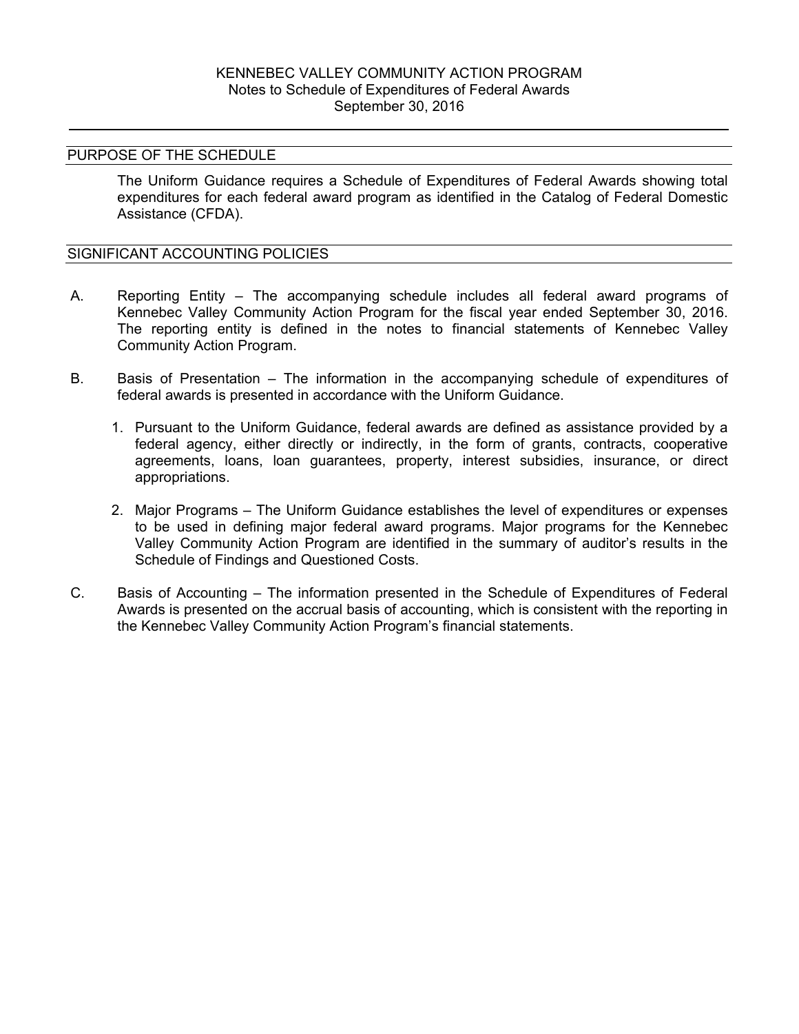# KENNEBEC VALLEY COMMUNITY ACTION PROGRAM
## Notes to Schedule of Expenditures of Federal Awards
### September 30, 2016

## PURPOSE OF THE SCHEDULE

The Uniform Guidance requires a Schedule of Expenditures of Federal Awards showing total expenditures for each federal award program as identified in the Catalog of Federal Domestic Assistance (CFDA).

## SIGNIFICANT ACCOUNTING POLICIES

A. Reporting Entity – The accompanying schedule includes all federal award programs of Kennebec Valley Community Action Program for the fiscal year ended September 30, 2016. The reporting entity is defined in the notes to financial statements of Kennebec Valley Community Action Program.

B. Basis of Presentation – The information in the accompanying schedule of expenditures of federal awards is presented in accordance with the Uniform Guidance.

   1. Pursuant to the Uniform Guidance, federal awards are defined as assistance provided by a federal agency, either directly or indirectly, in the form of grants, contracts, cooperative agreements, loans, loan guarantees, property, interest subsidies, insurance, or direct appropriations.

   2. Major Programs – The Uniform Guidance establishes the level of expenditures or expenses to be used in defining major federal award programs. Major programs for the Kennebec Valley Community Action Program are identified in the summary of auditor's results in the Schedule of Findings and Questioned Costs.

C. Basis of Accounting – The information presented in the Schedule of Expenditures of Federal Awards is presented on the accrual basis of accounting, which is consistent with the reporting in the Kennebec Valley Community Action Program's financial statements.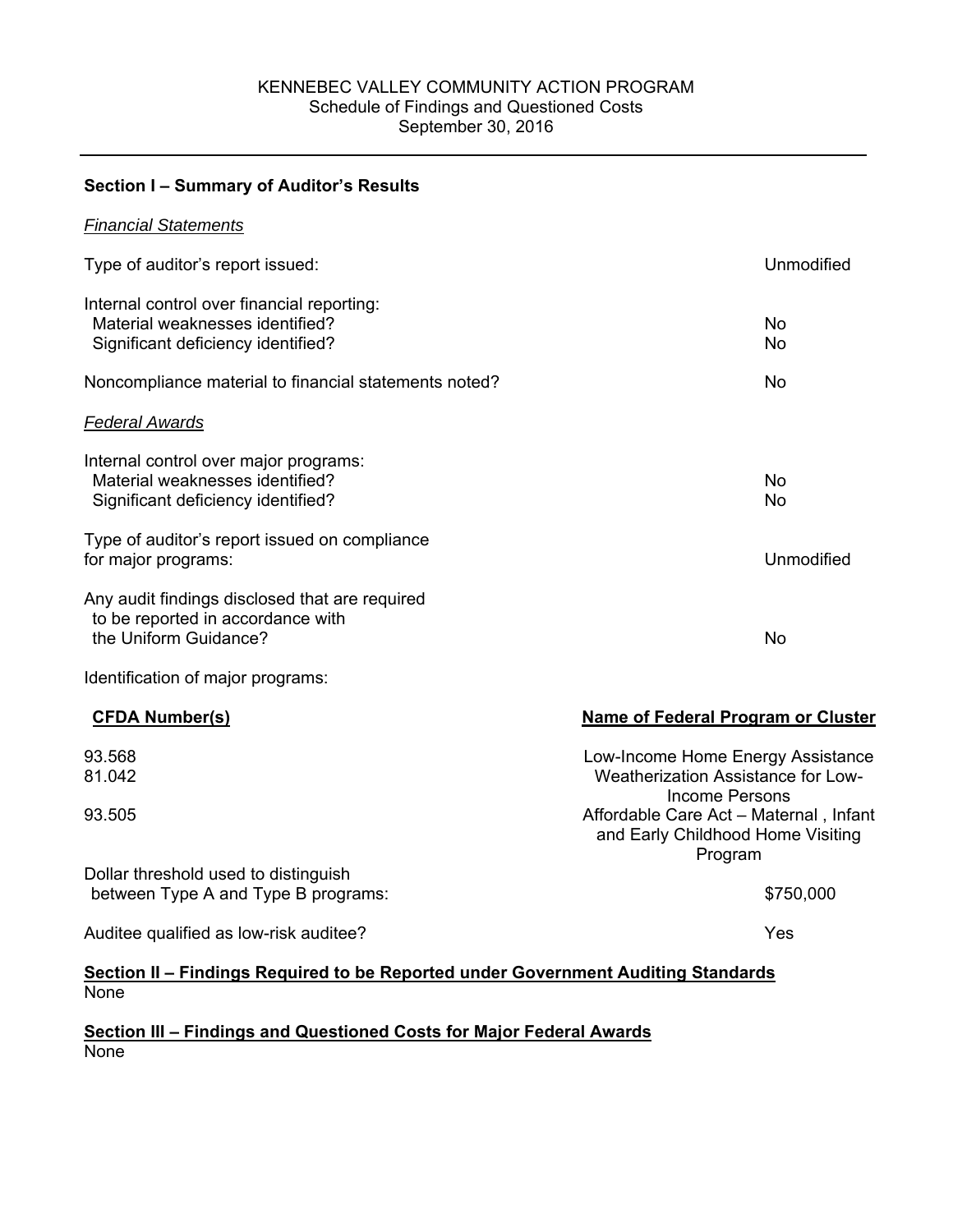KENNEBEC VALLEY COMMUNITY ACTION PROGRAM
Schedule of Findings and Questioned Costs
September 30, 2016

---

**Section I – Summary of Auditor's Results**

*Financial Statements*

| | |
|---|---|
| Type of auditor's report issued: | Unmodified |
| Internal control over financial reporting: | |
| Material weaknesses identified? | No |
| Significant deficiency identified? | No |
| Noncompliance material to financial statements noted? | No |

*Federal Awards*

| | |
|---|---|
| Internal control over major programs: | |
| Material weaknesses identified? | No |
| Significant deficiency identified? | No |
| Type of auditor's report issued on compliance for major programs: | Unmodified |
| Any audit findings disclosed that are required to be reported in accordance with the Uniform Guidance? | No |

Identification of major programs:

| CFDA Number(s) | Name of Federal Program or Cluster |
|---|---|
| 93.568 | Low-Income Home Energy Assistance |
| 81.042 | Weatherization Assistance for Low-Income Persons |
| 93.505 | Affordable Care Act – Maternal , Infant and Early Childhood Home Visiting Program |

| | |
|---|---|
| Dollar threshold used to distinguish between Type A and Type B programs: | $750,000 |
| Auditee qualified as low-risk auditee? | Yes |

**Section II – Findings Required to be Reported under Government Auditing Standards**
None

**Section III – Findings and Questioned Costs for Major Federal Awards**
None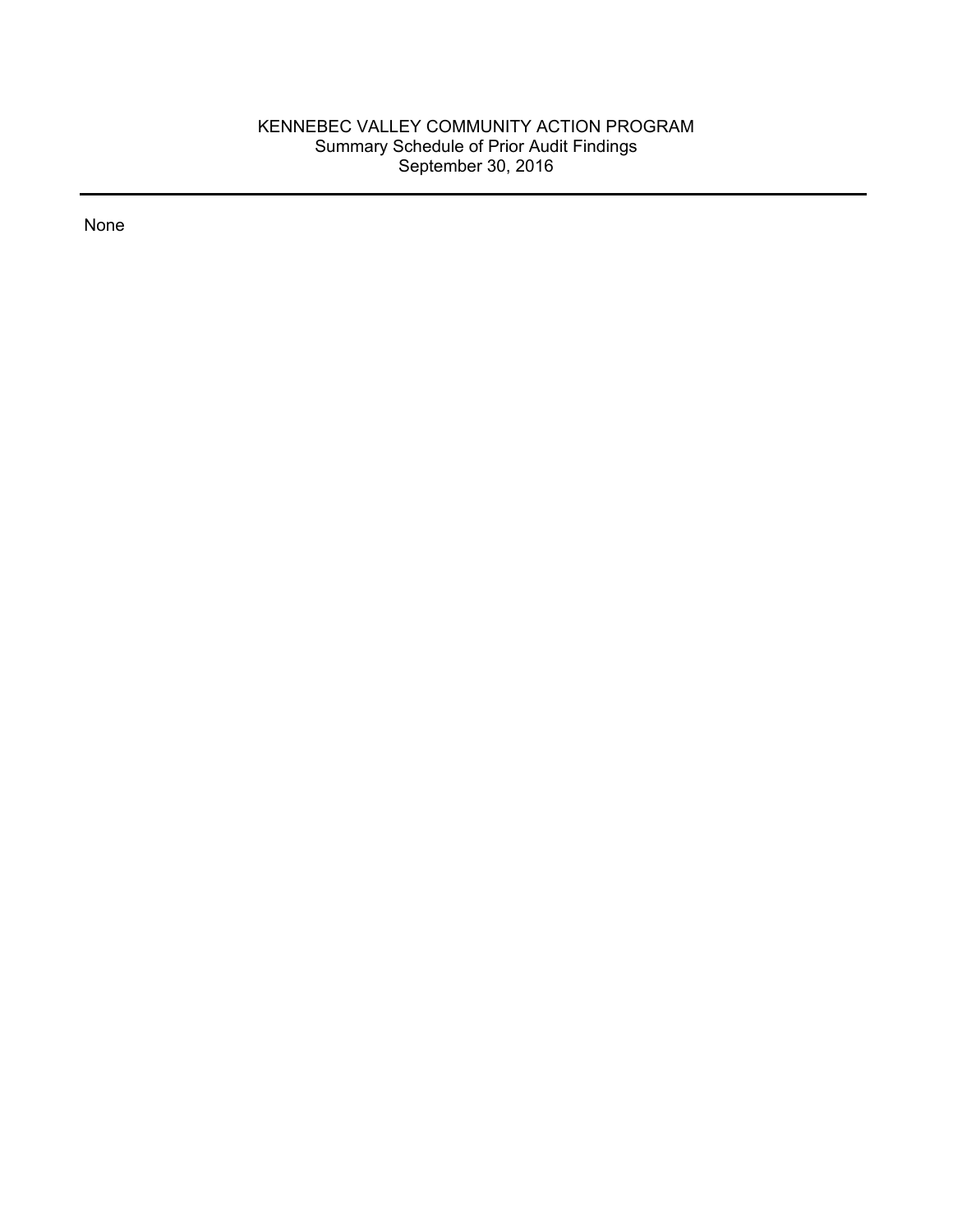# KENNEBEC VALLEY COMMUNITY ACTION PROGRAM
## Summary Schedule of Prior Audit Findings
### September 30, 2016

None